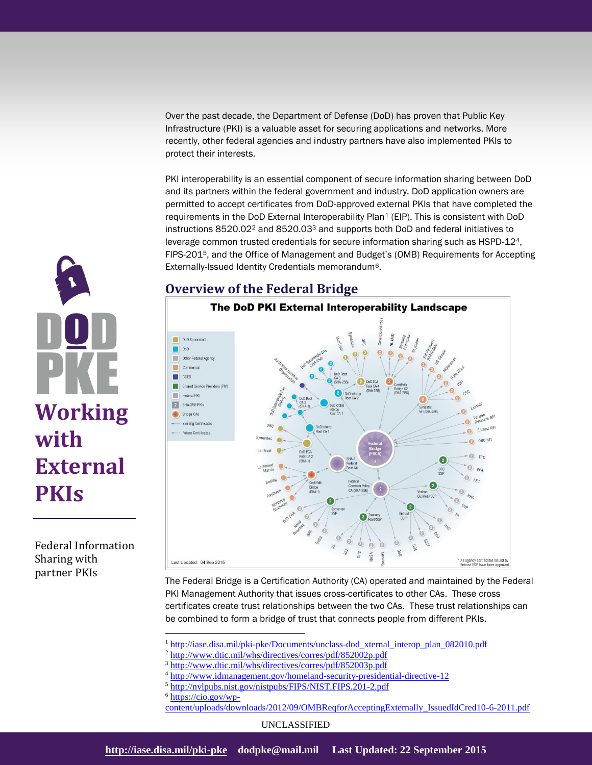# Working with External PKIs

Federal Information Sharing with partner PKIs

Over the past decade, the Department of Defense (DoD) has proven that Public Key Infrastructure (PKI) is a valuable asset for securing applications and networks. More recently, other federal agencies and industry partners have also implemented PKIs to protect their interests.

PKI interoperability is an essential component of secure information sharing between DoD and its partners within the federal government and industry. DoD application owners are permitted to accept certificates from DoD-approved external PKIs that have completed the requirements in the DoD External Interoperability Plan[1] (EIP). This is consistent with DoD instructions 8520.02[2] and 8520.03[3] and supports both DoD and federal initiatives to leverage common trusted credentials for secure information sharing such as HSPD-12[4], FIPS-201[5], and the Office of Management and Budget's (OMB) Requirements for Accepting Externally-Issued Identity Credentials memorandum[6].

## Overview of the Federal Bridge

**The DoD PKI External Interoperability Landscape**

Last Updated: 04 Sep 2015

The Federal Bridge is a Certification Authority (CA) operated and maintained by the Federal PKI Management Authority that issues cross-certificates to other CAs. These cross certificates create trust relationships between the two CAs. These trust relationships can be combined to form a bridge of trust that connects people from different PKIs.

---

[1] http://iase.disa.mil/pki-pke/Documents/unclass-dod_xternal_interop_plan_082010.pdf
[2] http://www.dtic.mil/whs/directives/corres/pdf/852002p.pdf
[3] http://www.dtic.mil/whs/directives/corres/pdf/852003p.pdf
[4] http://www.idmanagement.gov/homeland-security-presidential-directive-12
[5] http://nvlpubs.nist.gov/nistpubs/FIPS/NIST.FIPS.201-2.pdf
[6] https://cio.gov/wp-content/uploads/downloads/2012/09/OMBReqforAcceptingExternally_IssuedIdCred10-6-2011.pdf

UNCLASSIFIED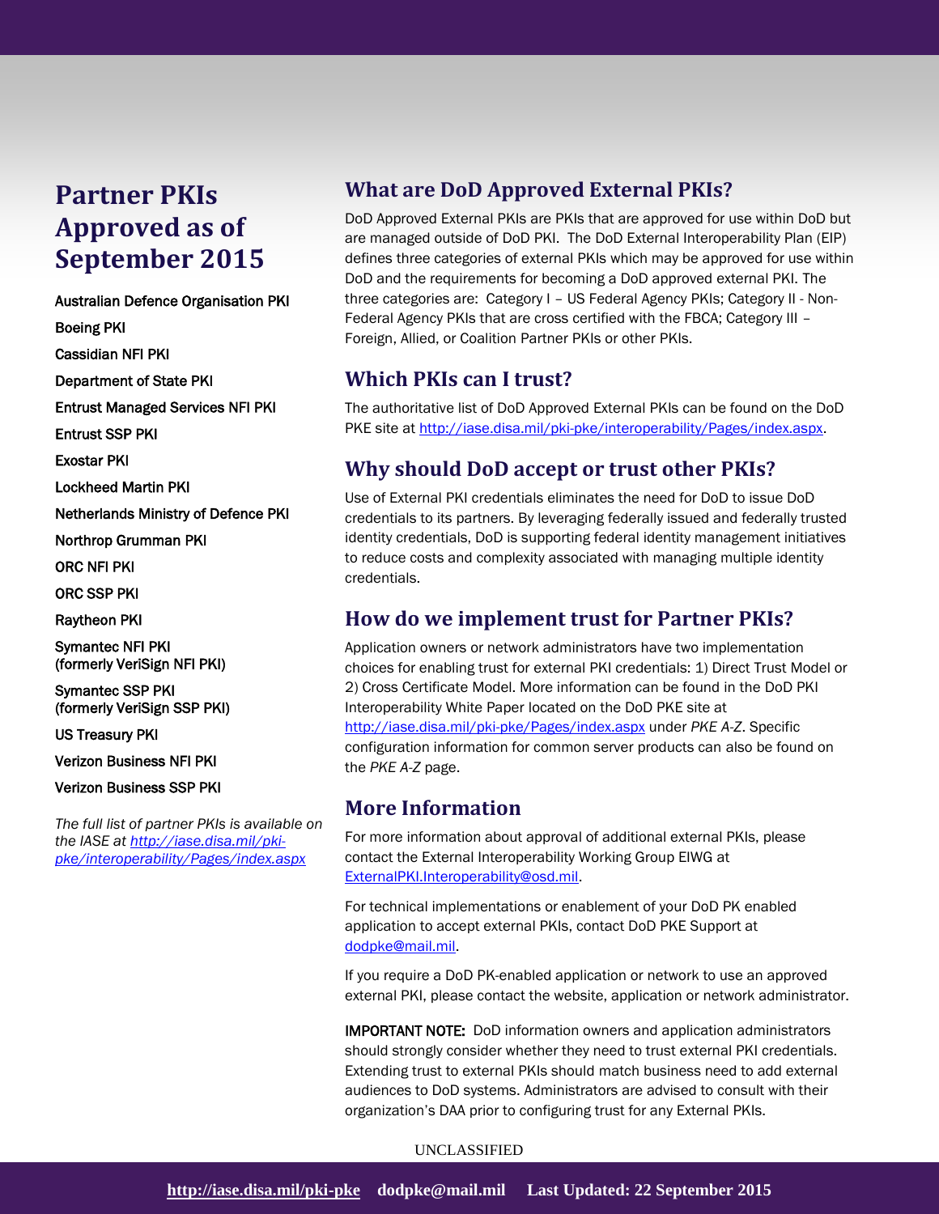## Partner PKIs Approved as of September 2015

Australian Defence Organisation PKI

Boeing PKI

Cassidian NFI PKI

Department of State PKI

Entrust Managed Services NFI PKI

Entrust SSP PKI

Exostar PKI

Lockheed Martin PKI

Netherlands Ministry of Defence PKI

Northrop Grumman PKI

ORC NFI PKI

ORC SSP PKI

Raytheon PKI

Symantec NFI PKI
(formerly VeriSign NFI PKI)

Symantec SSP PKI
(formerly VeriSign SSP PKI)

US Treasury PKI

Verizon Business NFI PKI

Verizon Business SSP PKI

*The full list of partner PKIs is available on the IASE at [http://iase.disa.mil/pki-pke/interoperability/Pages/index.aspx](http://iase.disa.mil/pki-pke/interoperability/Pages/index.aspx)*

## What are DoD Approved External PKIs?

DoD Approved External PKIs are PKIs that are approved for use within DoD but are managed outside of DoD PKI. The DoD External Interoperability Plan (EIP) defines three categories of external PKIs which may be approved for use within DoD and the requirements for becoming a DoD approved external PKI. The three categories are: Category I – US Federal Agency PKIs; Category II - Non-Federal Agency PKIs that are cross certified with the FBCA; Category III – Foreign, Allied, or Coalition Partner PKIs or other PKIs.

## Which PKIs can I trust?

The authoritative list of DoD Approved External PKIs can be found on the DoD PKE site at [http://iase.disa.mil/pki-pke/interoperability/Pages/index.aspx](http://iase.disa.mil/pki-pke/interoperability/Pages/index.aspx).

## Why should DoD accept or trust other PKIs?

Use of External PKI credentials eliminates the need for DoD to issue DoD credentials to its partners. By leveraging federally issued and federally trusted identity credentials, DoD is supporting federal identity management initiatives to reduce costs and complexity associated with managing multiple identity credentials.

## How do we implement trust for Partner PKIs?

Application owners or network administrators have two implementation choices for enabling trust for external PKI credentials: 1) Direct Trust Model or 2) Cross Certificate Model. More information can be found in the DoD PKI Interoperability White Paper located on the DoD PKE site at [http://iase.disa.mil/pki-pke/Pages/index.aspx](http://iase.disa.mil/pki-pke/Pages/index.aspx) under *PKE A-Z*. Specific configuration information for common server products can also be found on the *PKE A-Z* page.

## More Information

For more information about approval of additional external PKIs, please contact the External Interoperability Working Group EIWG at [ExternalPKI.Interoperability@osd.mil](mailto:ExternalPKI.Interoperability@osd.mil).

For technical implementations or enablement of your DoD PK enabled application to accept external PKIs, contact DoD PKE Support at [dodpke@mail.mil](mailto:dodpke@mail.mil).

If you require a DoD PK-enabled application or network to use an approved external PKI, please contact the website, application or network administrator.

**IMPORTANT NOTE:** DoD information owners and application administrators should strongly consider whether they need to trust external PKI credentials. Extending trust to external PKIs should match business need to add external audiences to DoD systems. Administrators are advised to consult with their organization's DAA prior to configuring trust for any External PKIs.

UNCLASSIFIED

**[http://iase.disa.mil/pki-pke](http://iase.disa.mil/pki-pke) dodpke@mail.mil Last Updated: 22 September 2015**